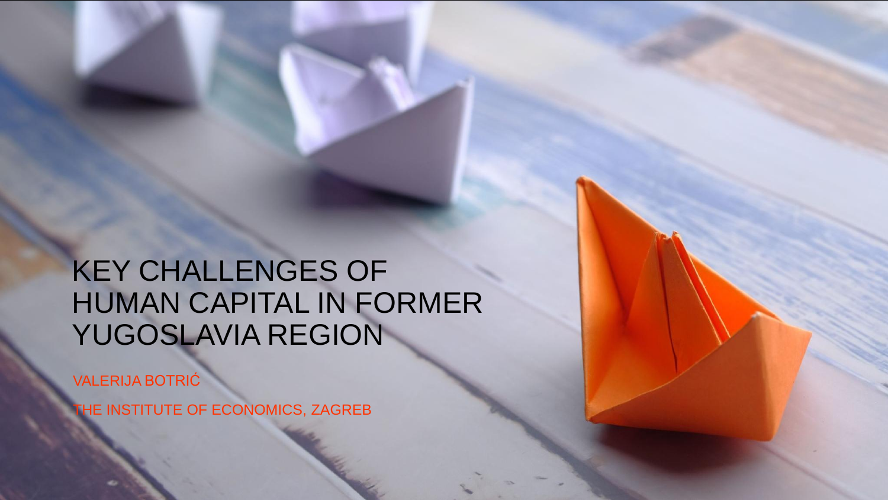# KEY CHALLENGES OF HUMAN CAPITAL IN FORMER YUGOSLAVIA REGION

VALERIJA BOTRIĆ

THE INSTITUTE OF ECONOMICS, ZAGREB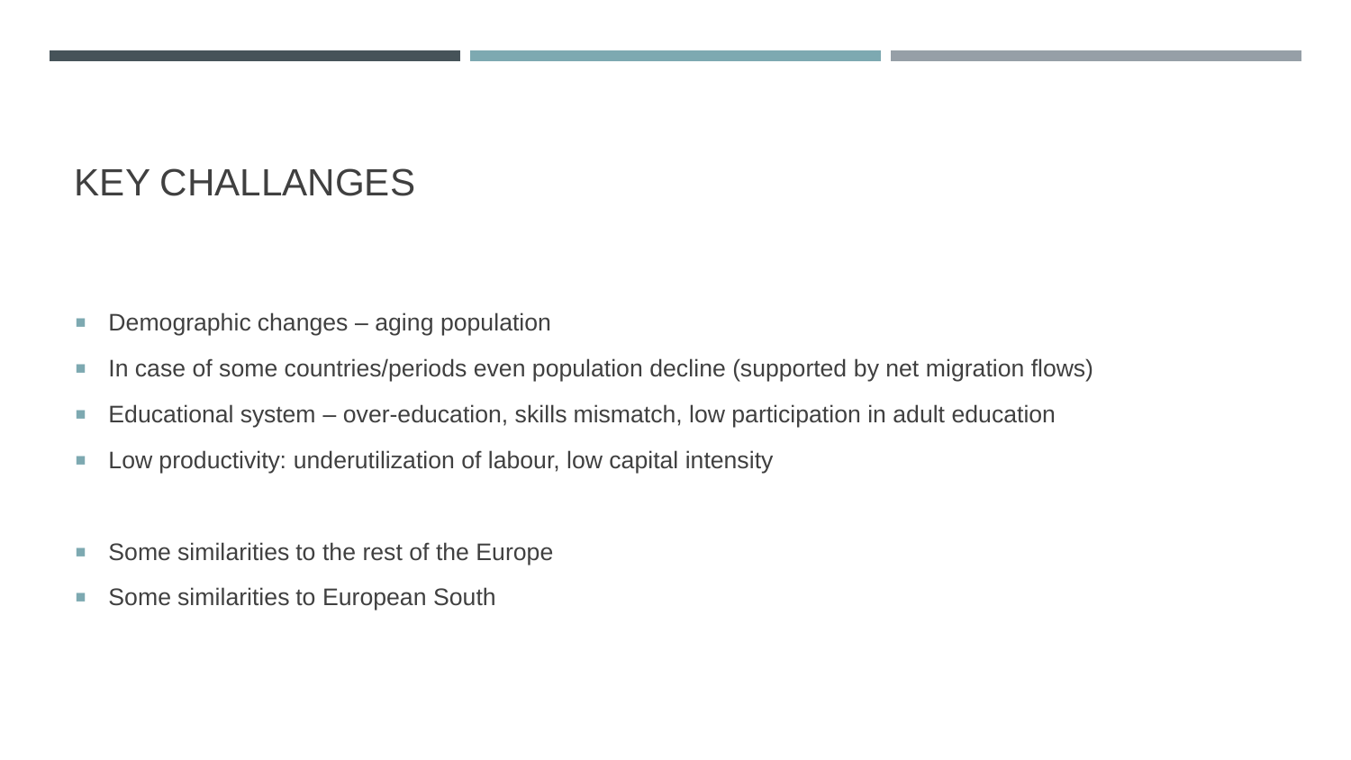# KEY CHALLANGES

- Demographic changes – aging population
- In case of some countries/periods even population decline (supported by net migration flows)
- Educational system – over-education, skills mismatch, low participation in adult education
- Low productivity: underutilization of labour, low capital intensity

- Some similarities to the rest of the Europe
- Some similarities to European South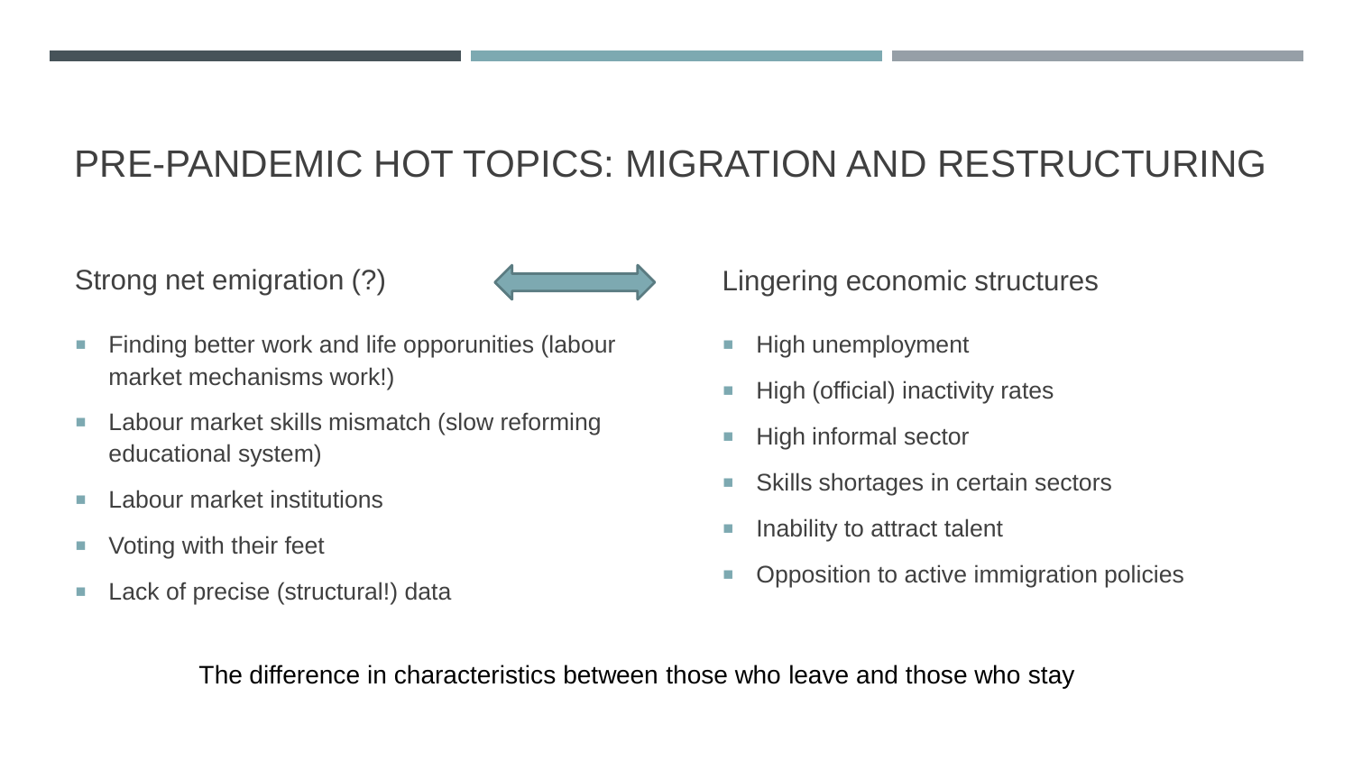# PRE-PANDEMIC HOT TOPICS: MIGRATION AND RESTRUCTURING

Strong net emigration (?)

- Finding better work and life opporunities (labour market mechanisms work!)
- Labour market skills mismatch (slow reforming educational system)
- Labour market institutions
- Voting with their feet
- Lack of precise (structural!) data

Lingering economic structures

- High unemployment
- High (official) inactivity rates
- High informal sector
- Skills shortages in certain sectors
- Inability to attract talent
- Opposition to active immigration policies

The difference in characteristics between those who leave and those who stay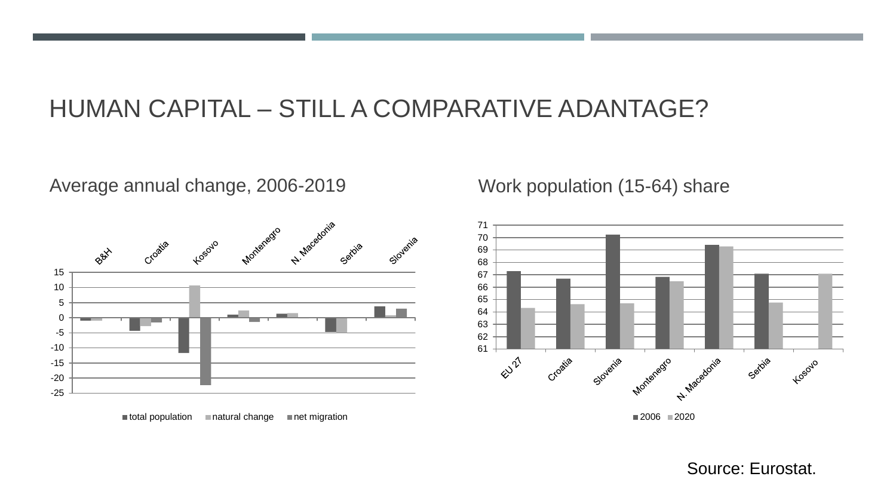# HUMAN CAPITAL – STILL A COMPARATIVE ADANTAGE?

## Average annual change, 2006-2019

B&H, Croatia, Kosovo, Montenegro, N. Macedonia, Serbia, Slovenia

15, 10, 5, 0, -5, -10, -15, -20, -25

total population, natural change, net migration

## Work population (15-64) share

71, 70, 69, 68, 67, 66, 65, 64, 63, 62, 61

EU 27, Croatia, Slovenia, Montenegro, N. Macedonia, Serbia, Kosovo

2006, 2020

Source: Eurostat.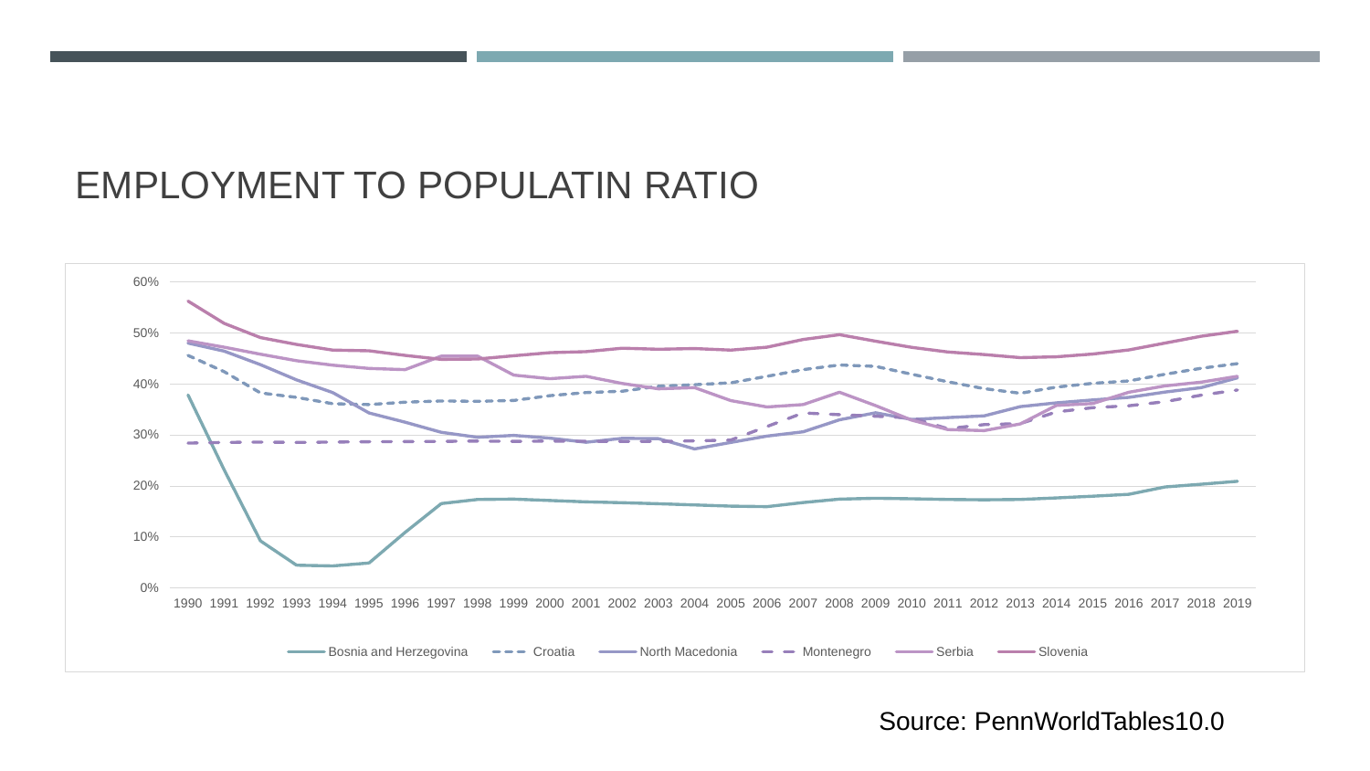# EMPLOYMENT TO POPULATIN RATIO

Source: PennWorldTables10.0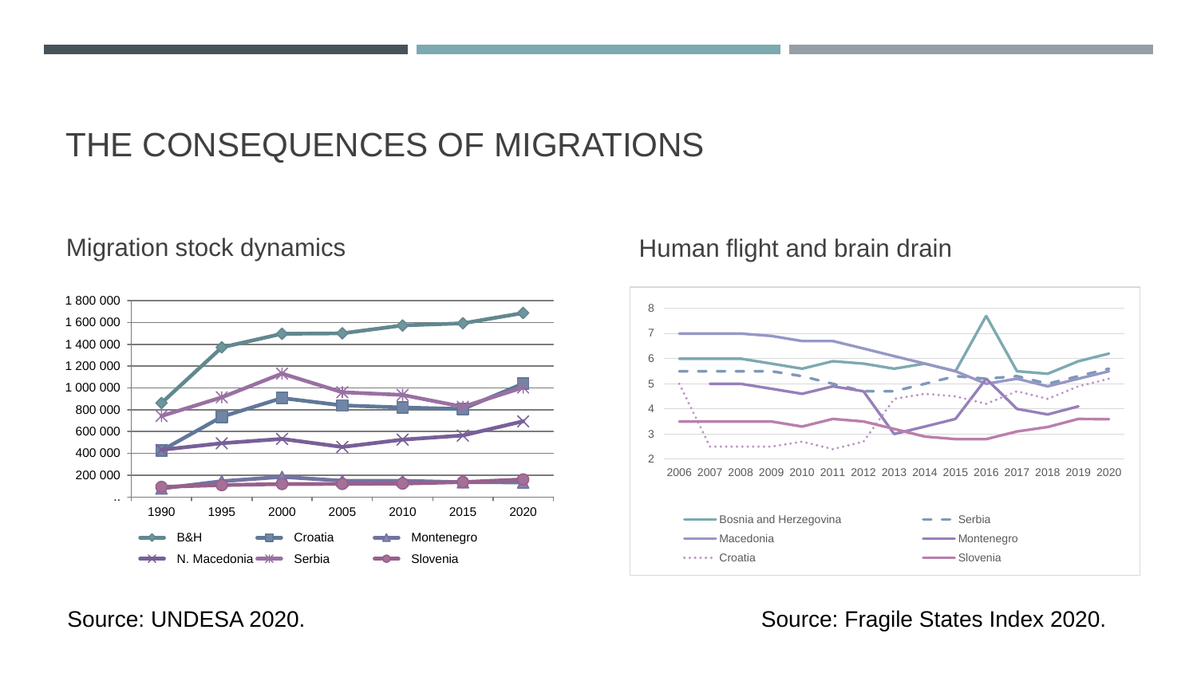# THE CONSEQUENCES OF MIGRATIONS

## Migration stock dynamics

Source: UNDESA 2020.

## Human flight and brain drain

Source: Fragile States Index 2020.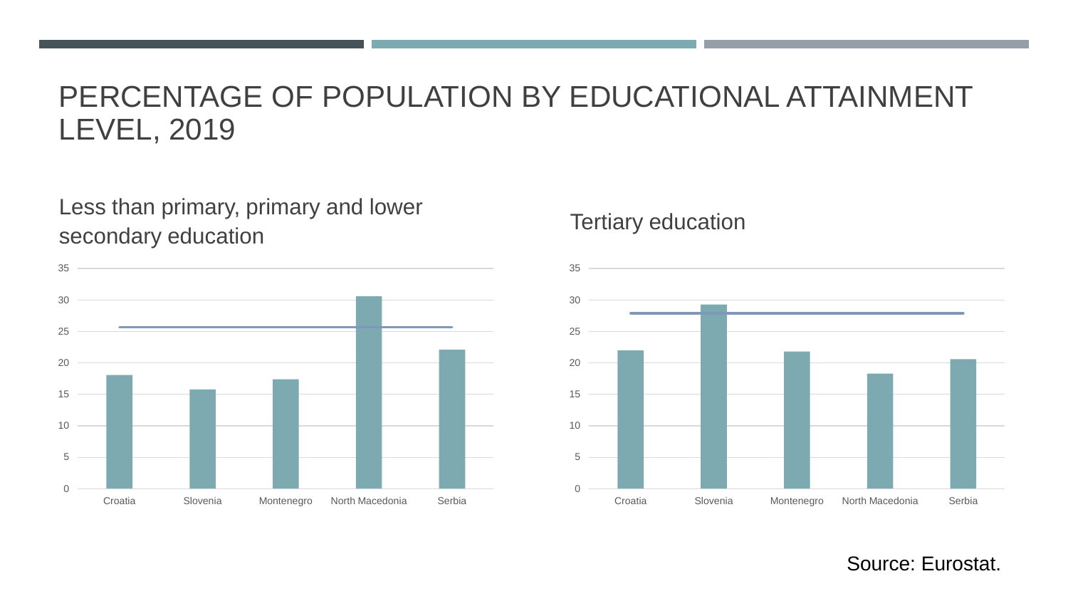# PERCENTAGE OF POPULATION BY EDUCATIONAL ATTAINMENT LEVEL, 2019

## Less than primary, primary and lower secondary education

## Tertiary education

Source: Eurostat.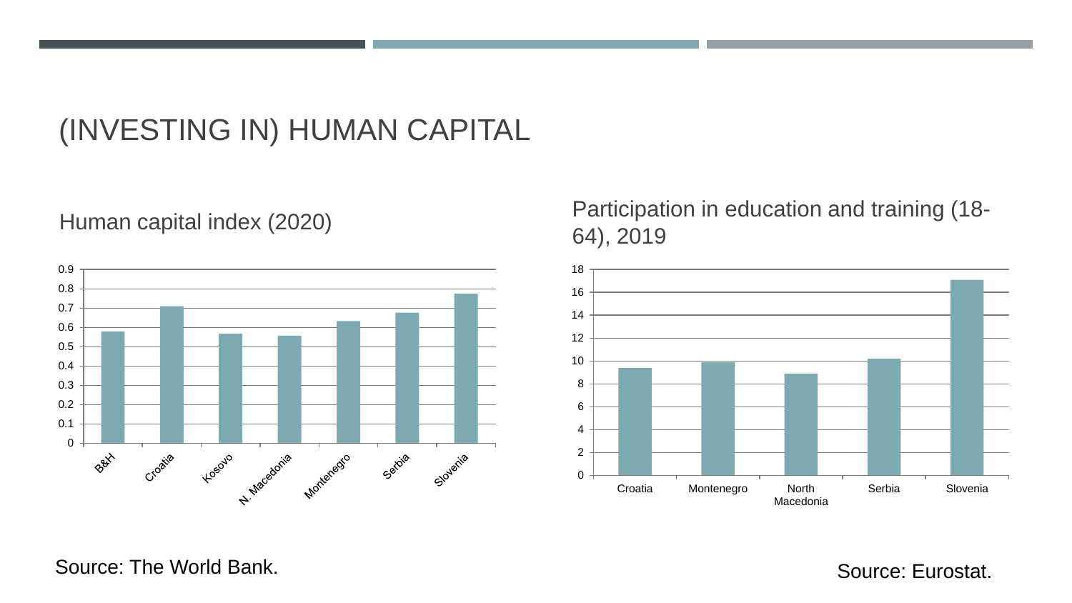# (INVESTING IN) HUMAN CAPITAL

## Human capital index (2020)

| Country | Human capital index |
|---|---|
| B&H | 0.58 |
| Croatia | 0.71 |
| Kosovo | 0.57 |
| N. Macedonia | 0.56 |
| Montenegro | 0.63 |
| Serbia | 0.68 |
| Slovenia | 0.77 |

Source: The World Bank.

## Participation in education and training (18-64), 2019

| Country | Participation |
|---|---|
| Croatia | 9.4 |
| Montenegro | 9.9 |
| North Macedonia | 8.9 |
| Serbia | 10.2 |
| Slovenia | 17.1 |

Source: Eurostat.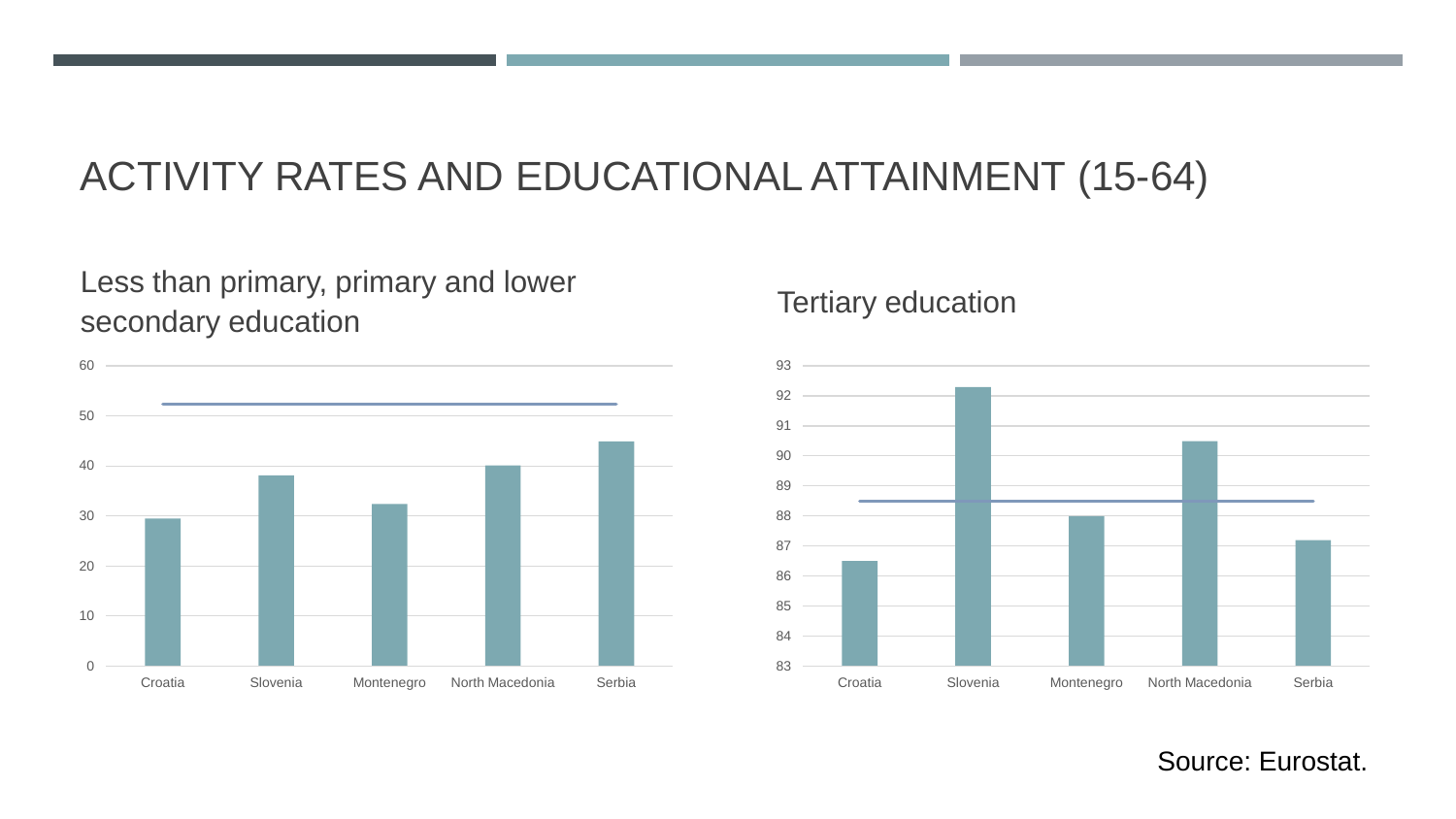# ACTIVITY RATES AND EDUCATIONAL ATTAINMENT (15-64)

## Less than primary, primary and lower secondary education

## Tertiary education

Source: Eurostat.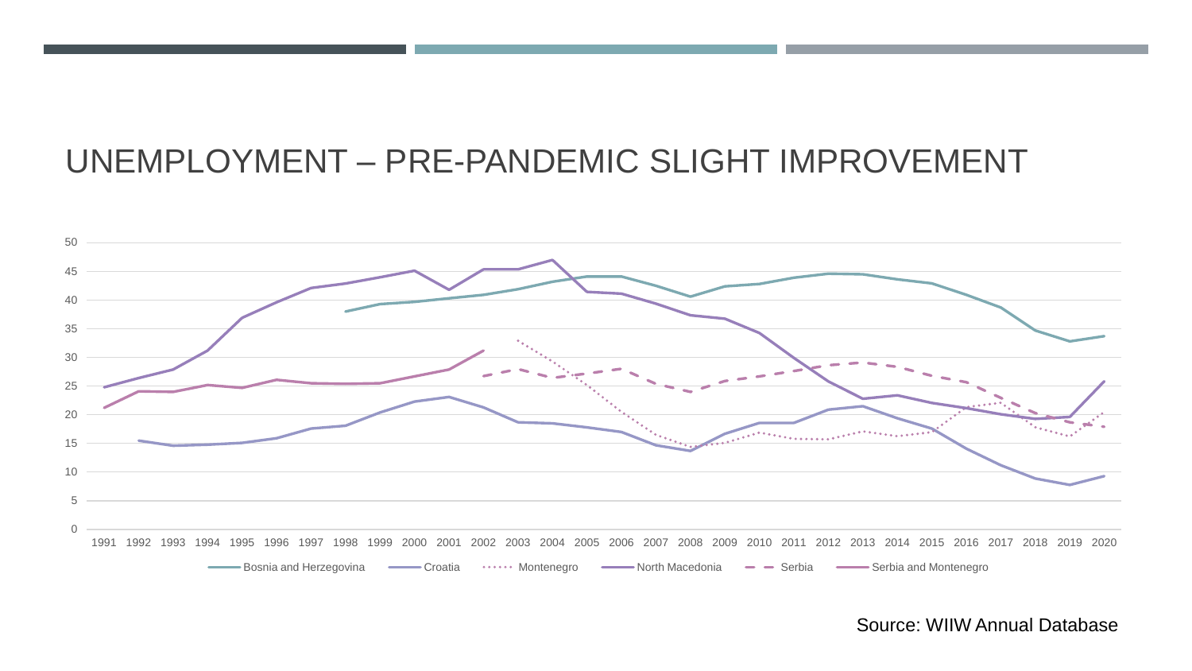# UNEMPLOYMENT – PRE-PANDEMIC SLIGHT IMPROVEMENT

Source: WIIW Annual Database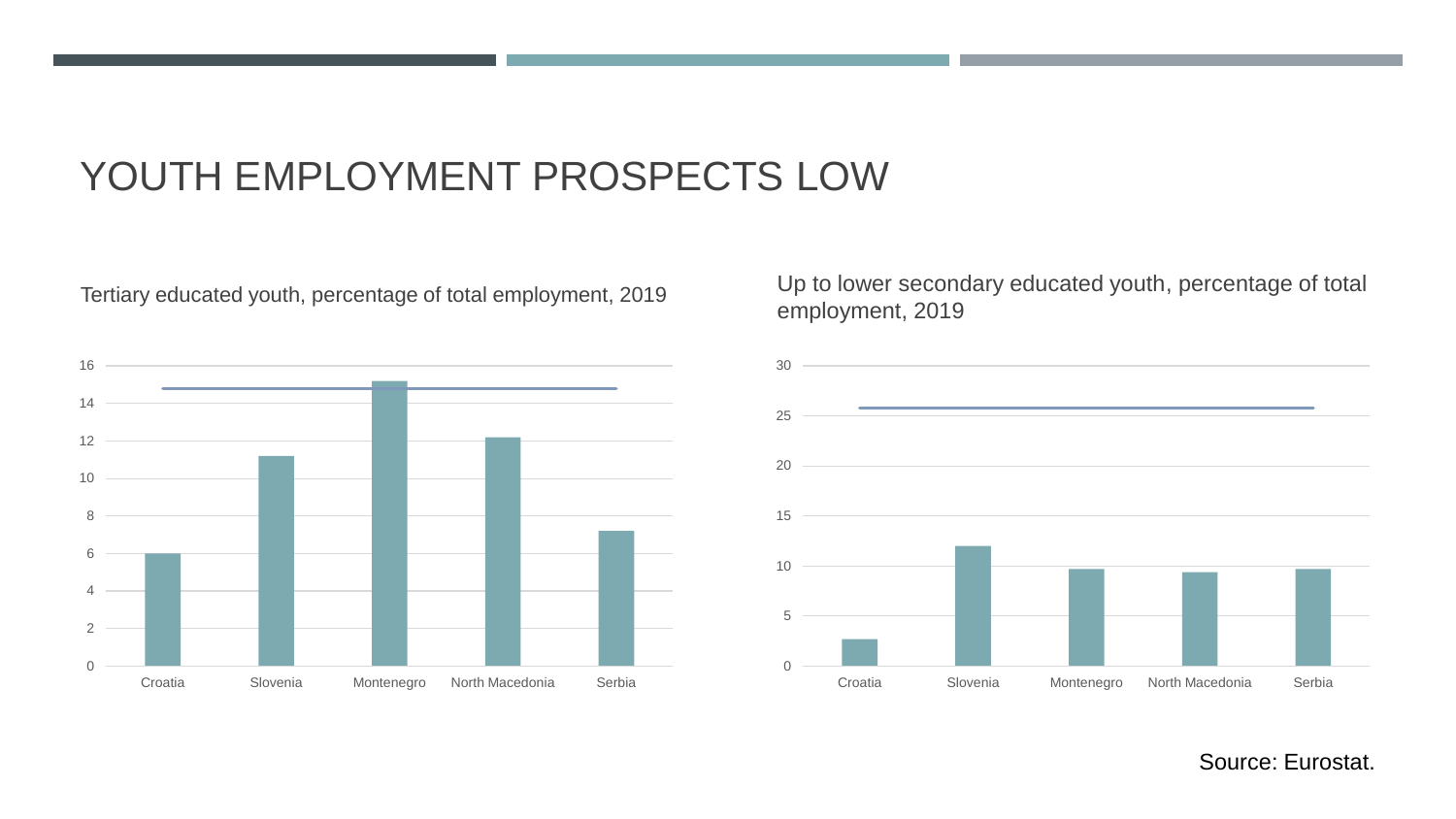# YOUTH EMPLOYMENT PROSPECTS LOW

Tertiary educated youth, percentage of total employment, 2019

Up to lower secondary educated youth, percentage of total employment, 2019

Source: Eurostat.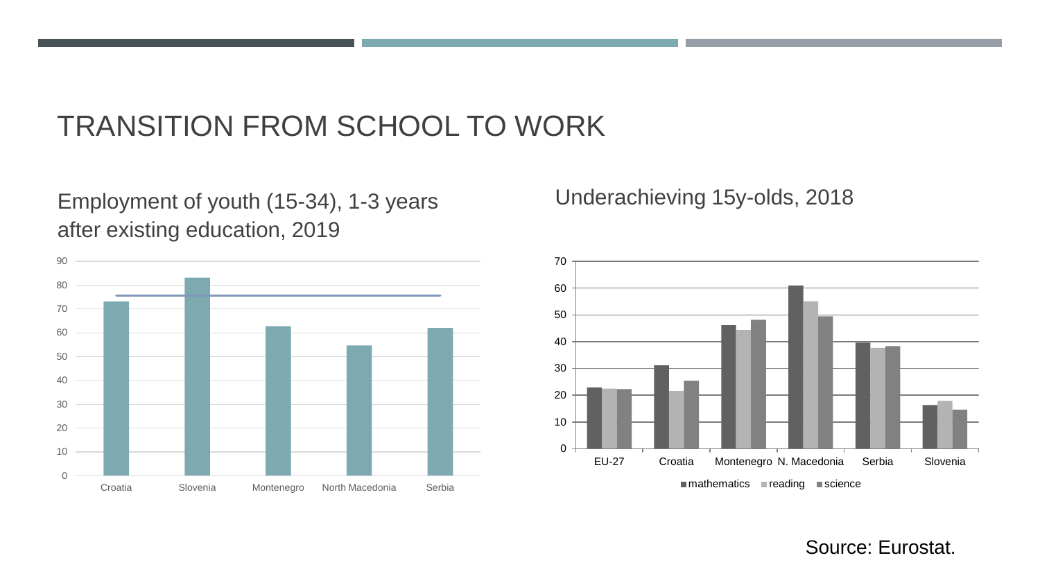# TRANSITION FROM SCHOOL TO WORK

## Employment of youth (15-34), 1-3 years after existing education, 2019

## Underachieving 15y-olds, 2018

Source: Eurostat.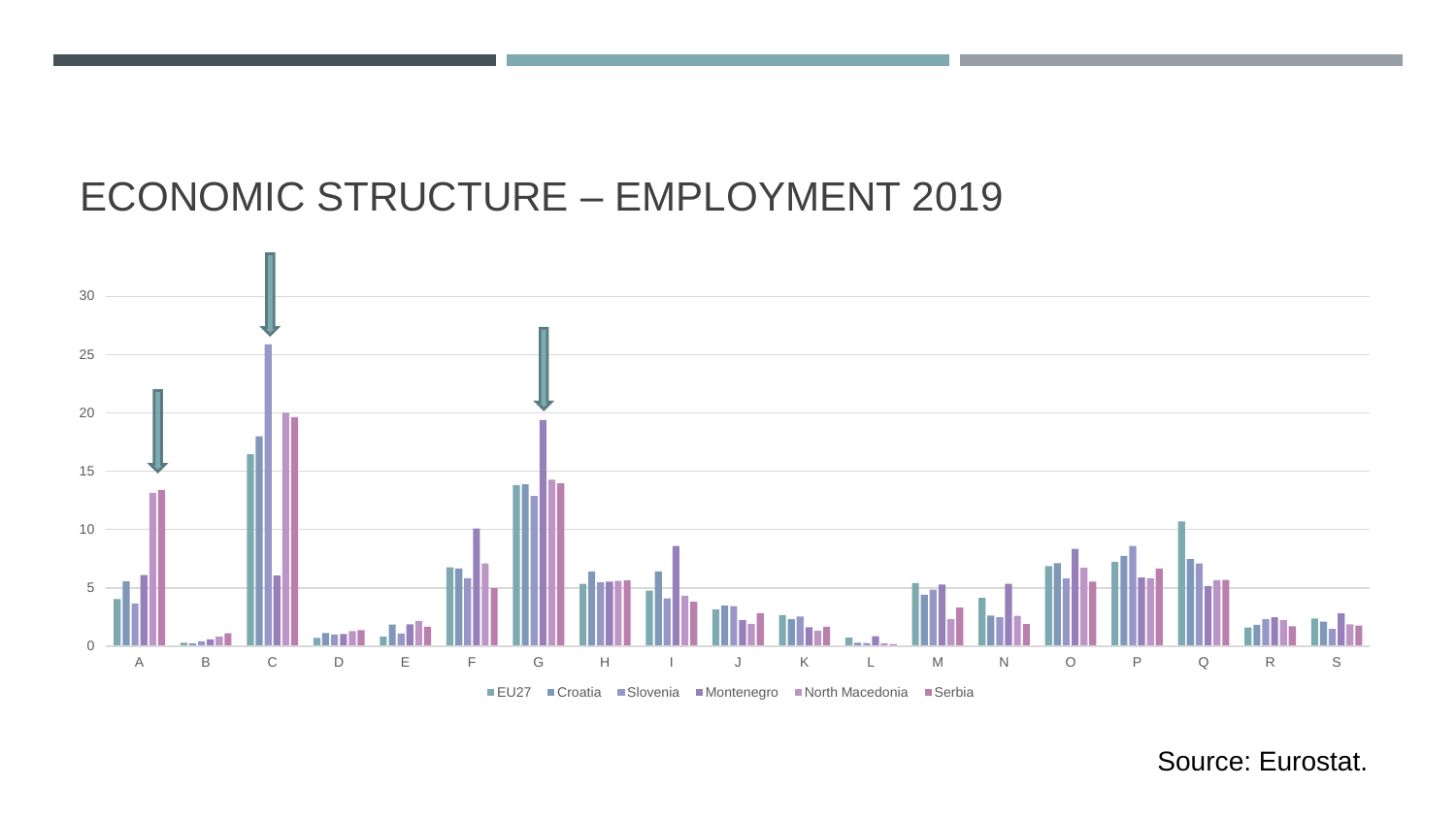# ECONOMIC STRUCTURE – EMPLOYMENT 2019

Source: Eurostat.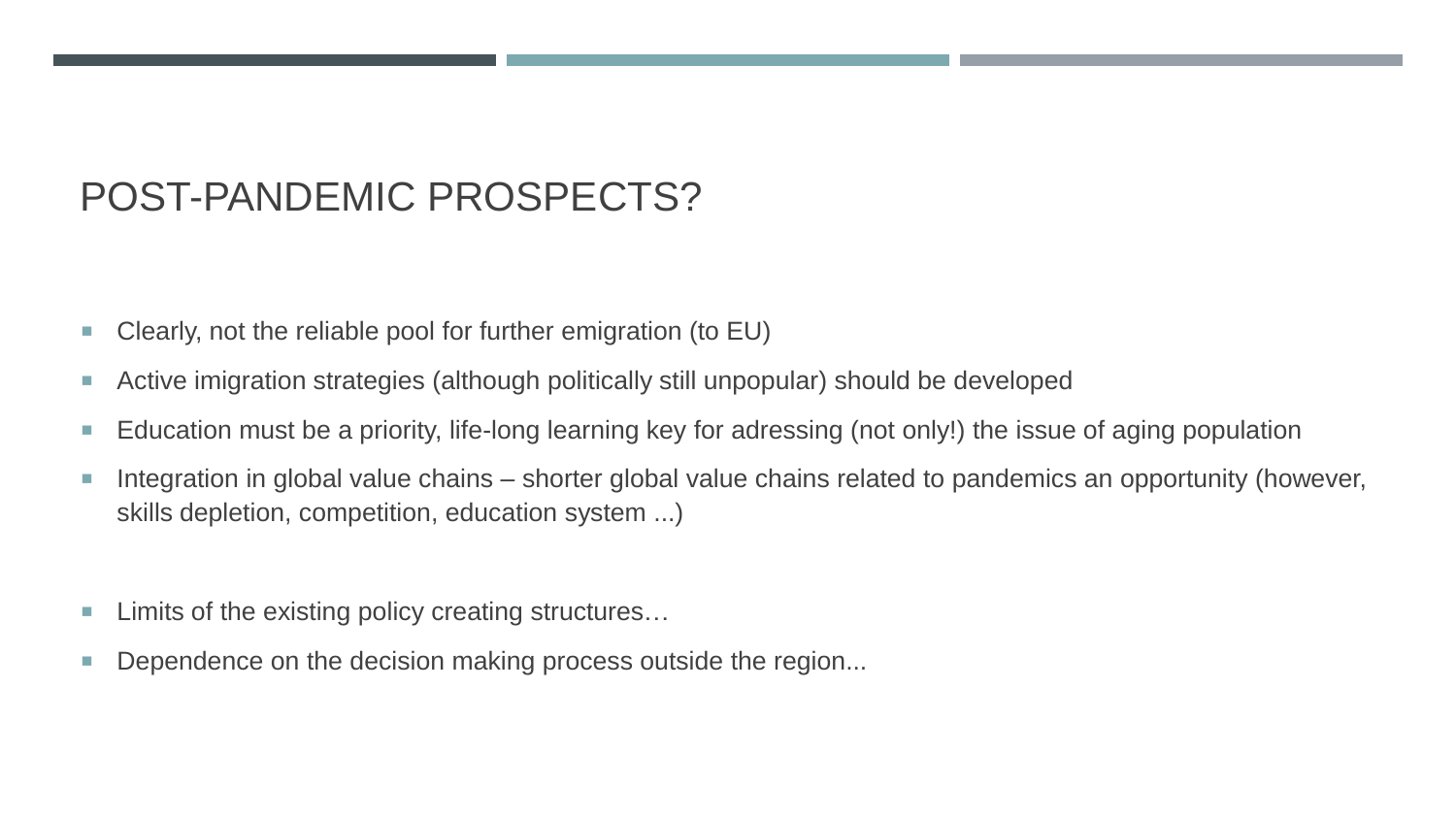# POST-PANDEMIC PROSPECTS?

- Clearly, not the reliable pool for further emigration (to EU)
- Active imigration strategies (although politically still unpopular) should be developed
- Education must be a priority, life-long learning key for adressing (not only!) the issue of aging population
- Integration in global value chains – shorter global value chains related to pandemics an opportunity (however, skills depletion, competition, education system ...)

- Limits of the existing policy creating structures…
- Dependence on the decision making process outside the region...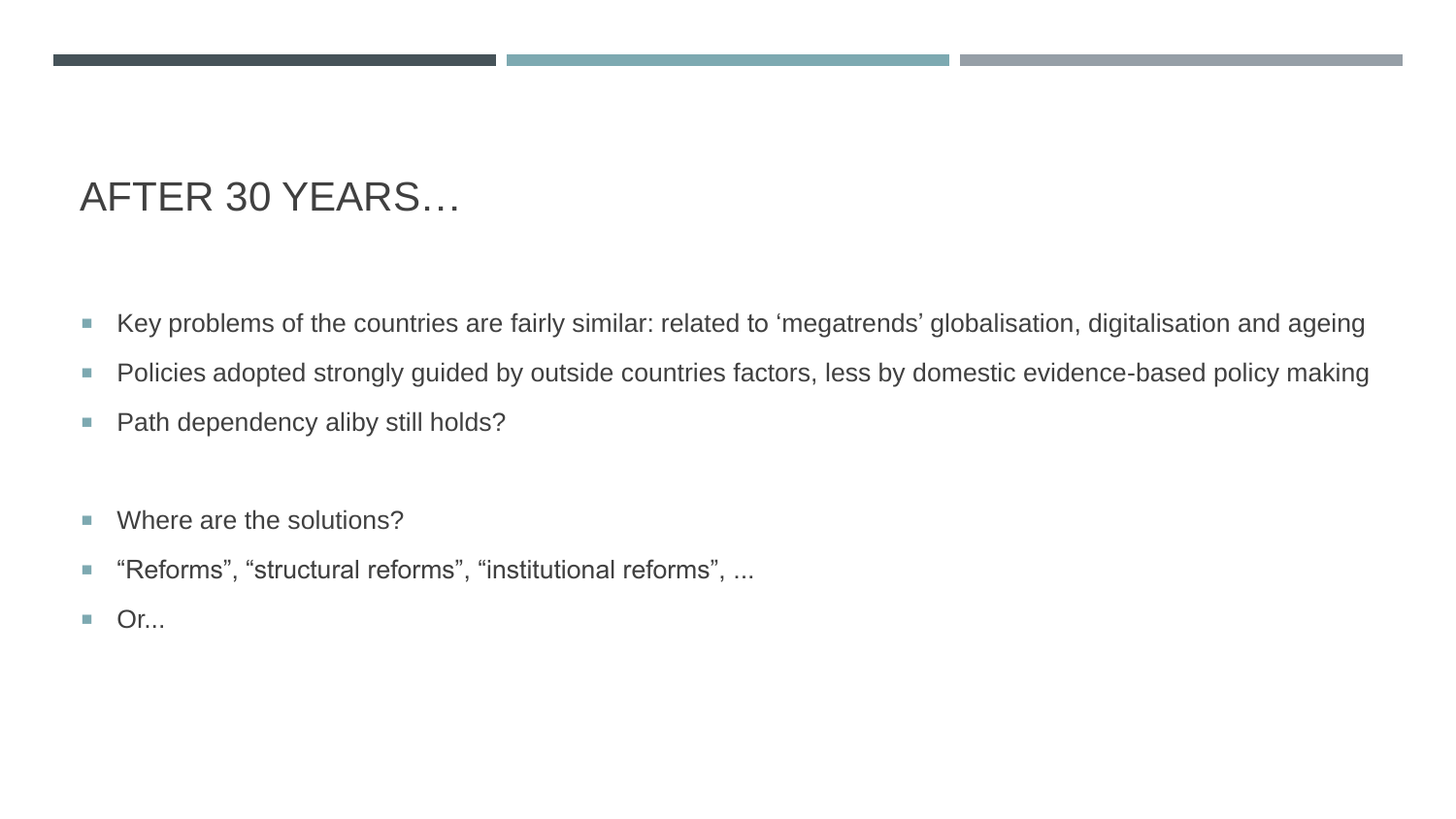# AFTER 30 YEARS…

- Key problems of the countries are fairly similar: related to ‘megatrends’ globalisation, digitalisation and ageing
- Policies adopted strongly guided by outside countries factors, less by domestic evidence-based policy making
- Path dependency aliby still holds?

- Where are the solutions?
- “Reforms”, “structural reforms”, “institutional reforms”, ...
- Or...